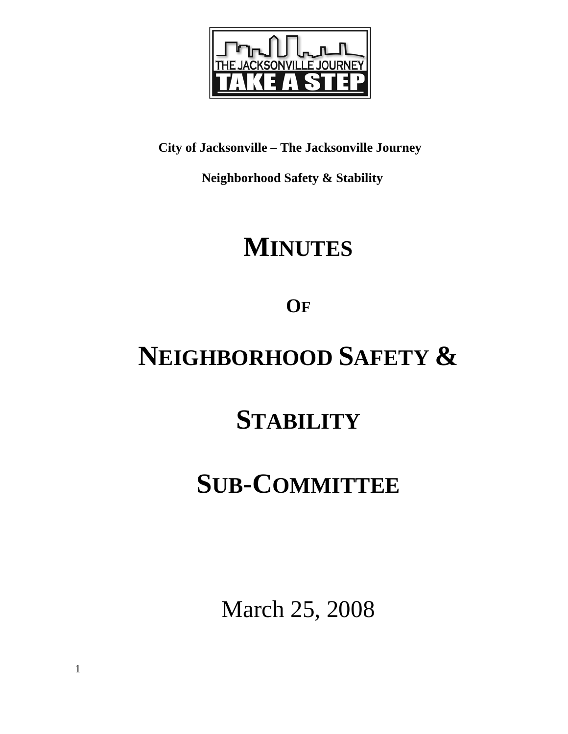**City of Jacksonville – The Jacksonville Journey**

**Neighborhood Safety & Stability**

# MINUTES

## OF

# NEIGHBORHOOD SAFETY &

# STABILITY

# SUB-COMMITTEE

March 25, 2008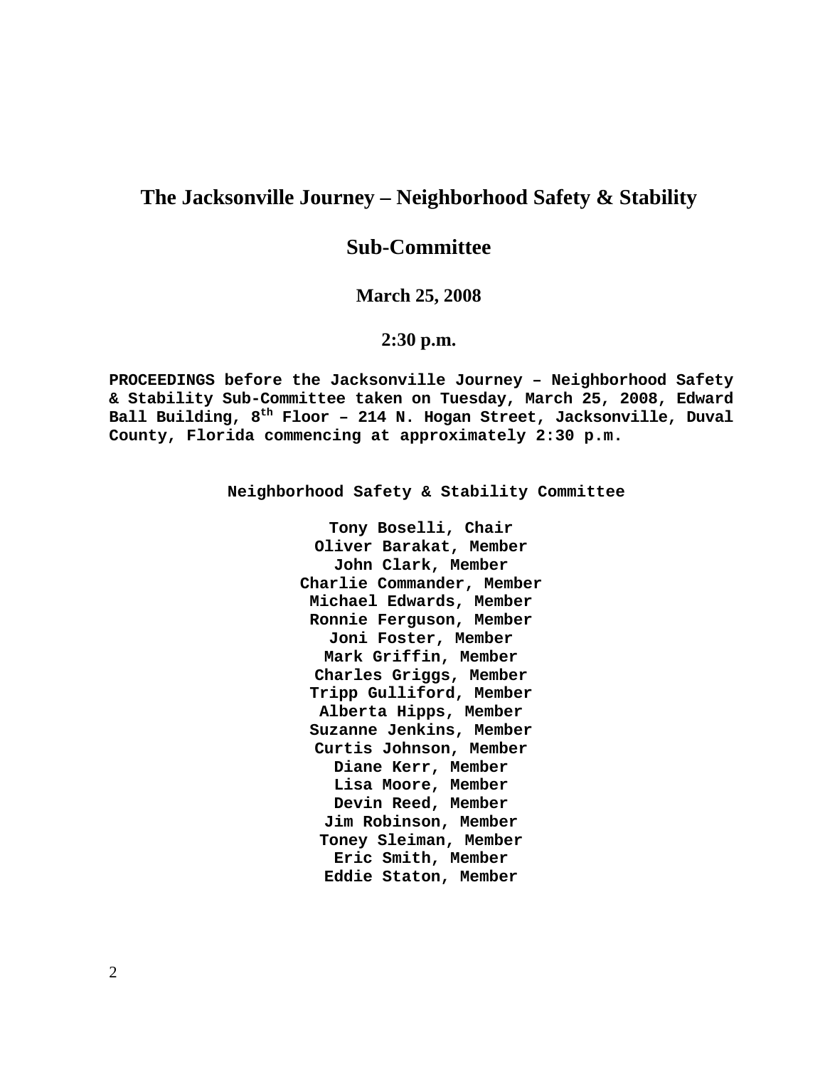# The Jacksonville Journey – Neighborhood Safety & Stability

# Sub-Committee

### March 25, 2008

### 2:30 p.m.

**PROCEEDINGS before the Jacksonville Journey – Neighborhood Safety & Stability Sub-Committee taken on Tuesday, March 25, 2008, Edward Ball Building, 8th Floor – 214 N. Hogan Street, Jacksonville, Duval County, Florida commencing at approximately 2:30 p.m.**

**Neighborhood Safety & Stability Committee**

**Tony Boselli, Chair**
**Oliver Barakat, Member**
**John Clark, Member**
**Charlie Commander, Member**
**Michael Edwards, Member**
**Ronnie Ferguson, Member**
**Joni Foster, Member**
**Mark Griffin, Member**
**Charles Griggs, Member**
**Tripp Gulliford, Member**
**Alberta Hipps, Member**
**Suzanne Jenkins, Member**
**Curtis Johnson, Member**
**Diane Kerr, Member**
**Lisa Moore, Member**
**Devin Reed, Member**
**Jim Robinson, Member**
**Toney Sleiman, Member**
**Eric Smith, Member**
**Eddie Staton, Member**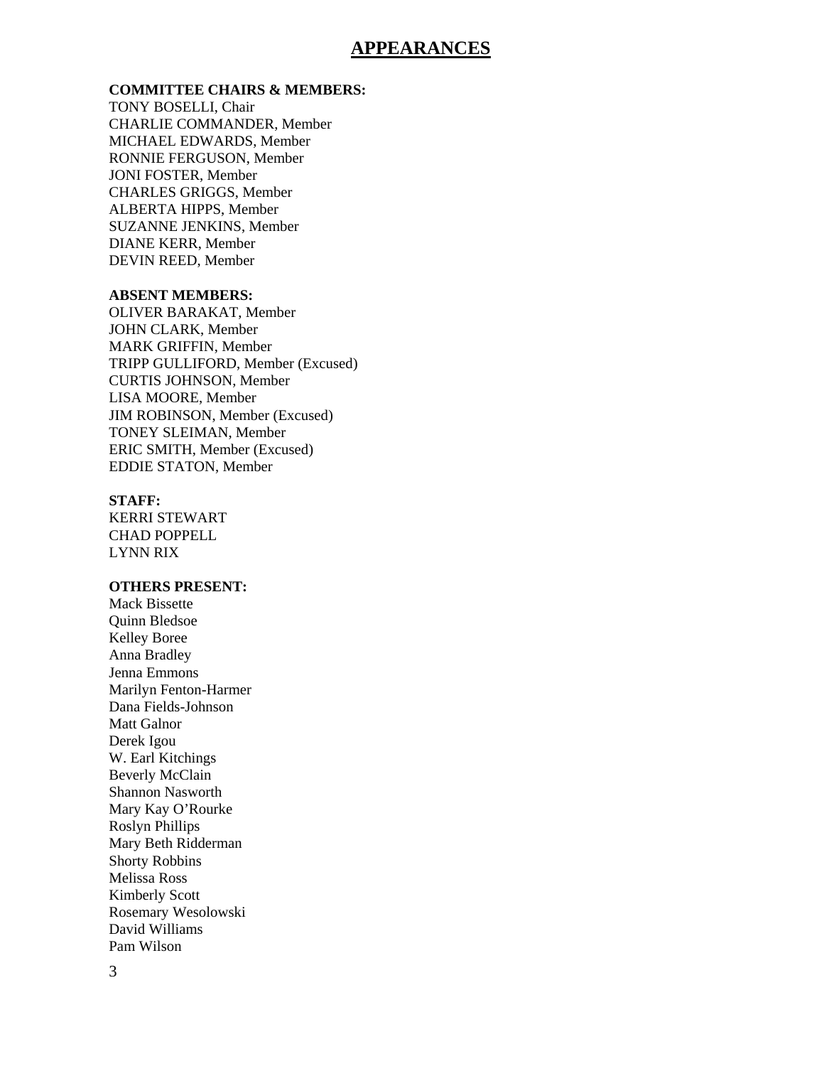# APPEARANCES

**COMMITTEE CHAIRS & MEMBERS:**
TONY BOSELLI, Chair
CHARLIE COMMANDER, Member
MICHAEL EDWARDS, Member
RONNIE FERGUSON, Member
JONI FOSTER, Member
CHARLES GRIGGS, Member
ALBERTA HIPPS, Member
SUZANNE JENKINS, Member
DIANE KERR, Member
DEVIN REED, Member

**ABSENT MEMBERS:**
OLIVER BARAKAT, Member
JOHN CLARK, Member
MARK GRIFFIN, Member
TRIPP GULLIFORD, Member (Excused)
CURTIS JOHNSON, Member
LISA MOORE, Member
JIM ROBINSON, Member (Excused)
TONEY SLEIMAN, Member
ERIC SMITH, Member (Excused)
EDDIE STATON, Member

**STAFF:**
KERRI STEWART
CHAD POPPELL
LYNN RIX

**OTHERS PRESENT:**
Mack Bissette
Quinn Bledsoe
Kelley Boree
Anna Bradley
Jenna Emmons
Marilyn Fenton-Harmer
Dana Fields-Johnson
Matt Galnor
Derek Igou
W. Earl Kitchings
Beverly McClain
Shannon Nasworth
Mary Kay O'Rourke
Roslyn Phillips
Mary Beth Ridderman
Shorty Robbins
Melissa Ross
Kimberly Scott
Rosemary Wesolowski
David Williams
Pam Wilson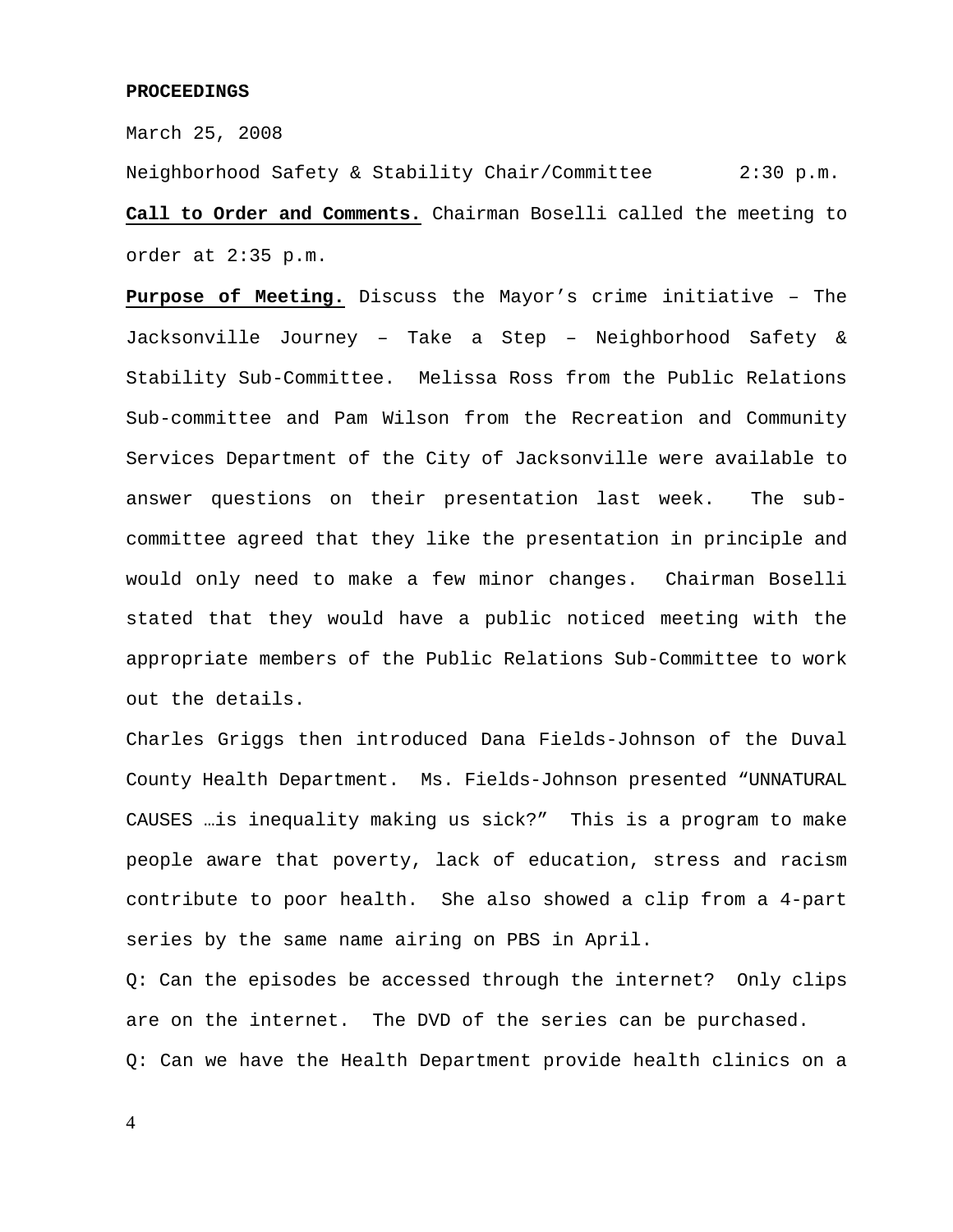**PROCEEDINGS**

March 25, 2008

Neighborhood Safety & Stability Chair/Committee 2:30 p.m.

**Call to Order and Comments.** Chairman Boselli called the meeting to order at 2:35 p.m.

**Purpose of Meeting.** Discuss the Mayor's crime initiative – The Jacksonville Journey – Take a Step – Neighborhood Safety & Stability Sub-Committee. Melissa Ross from the Public Relations Sub-committee and Pam Wilson from the Recreation and Community Services Department of the City of Jacksonville were available to answer questions on their presentation last week. The sub-committee agreed that they like the presentation in principle and would only need to make a few minor changes. Chairman Boselli stated that they would have a public noticed meeting with the appropriate members of the Public Relations Sub-Committee to work out the details.

Charles Griggs then introduced Dana Fields-Johnson of the Duval County Health Department. Ms. Fields-Johnson presented "UNNATURAL CAUSES …is inequality making us sick?" This is a program to make people aware that poverty, lack of education, stress and racism contribute to poor health. She also showed a clip from a 4-part series by the same name airing on PBS in April.

Q: Can the episodes be accessed through the internet? Only clips are on the internet. The DVD of the series can be purchased.

Q: Can we have the Health Department provide health clinics on a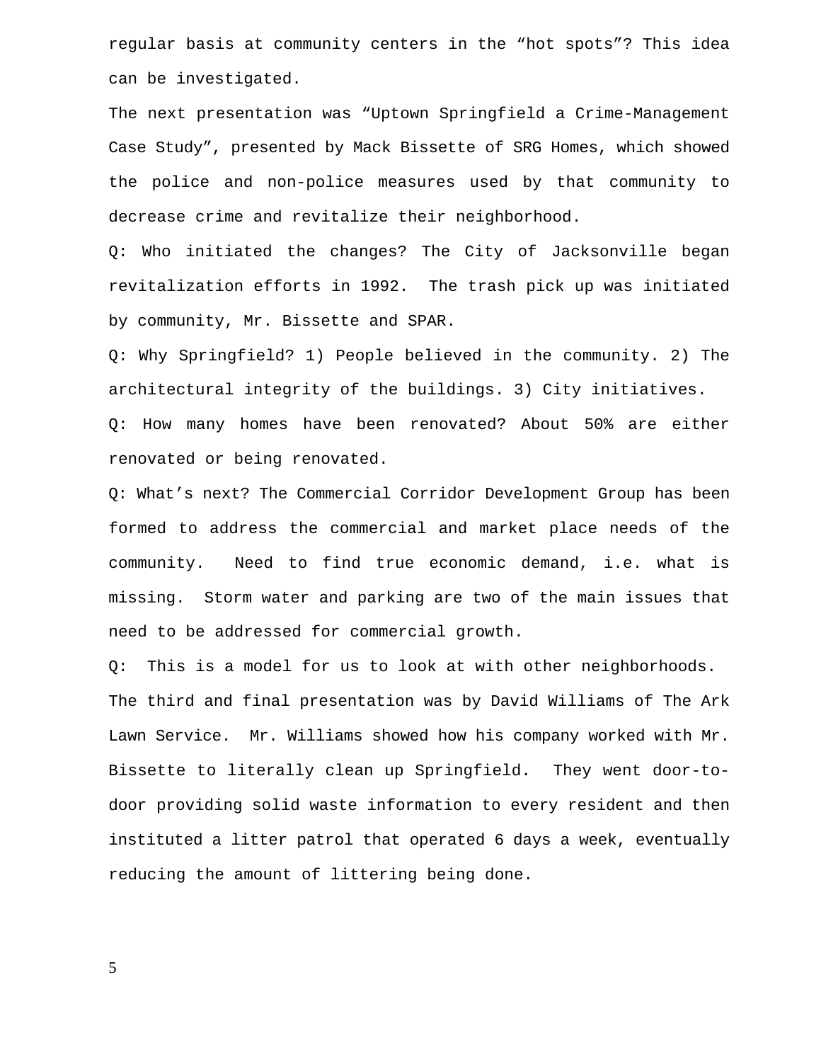regular basis at community centers in the “hot spots”? This idea can be investigated.

The next presentation was “Uptown Springfield a Crime-Management Case Study”, presented by Mack Bissette of SRG Homes, which showed the police and non-police measures used by that community to decrease crime and revitalize their neighborhood.

Q: Who initiated the changes? The City of Jacksonville began revitalization efforts in 1992. The trash pick up was initiated by community, Mr. Bissette and SPAR.

Q: Why Springfield? 1) People believed in the community. 2) The architectural integrity of the buildings. 3) City initiatives.

Q: How many homes have been renovated? About 50% are either renovated or being renovated.

Q: What’s next? The Commercial Corridor Development Group has been formed to address the commercial and market place needs of the community. Need to find true economic demand, i.e. what is missing. Storm water and parking are two of the main issues that need to be addressed for commercial growth.

Q: This is a model for us to look at with other neighborhoods.

The third and final presentation was by David Williams of The Ark Lawn Service. Mr. Williams showed how his company worked with Mr. Bissette to literally clean up Springfield. They went door-to-door providing solid waste information to every resident and then instituted a litter patrol that operated 6 days a week, eventually reducing the amount of littering being done.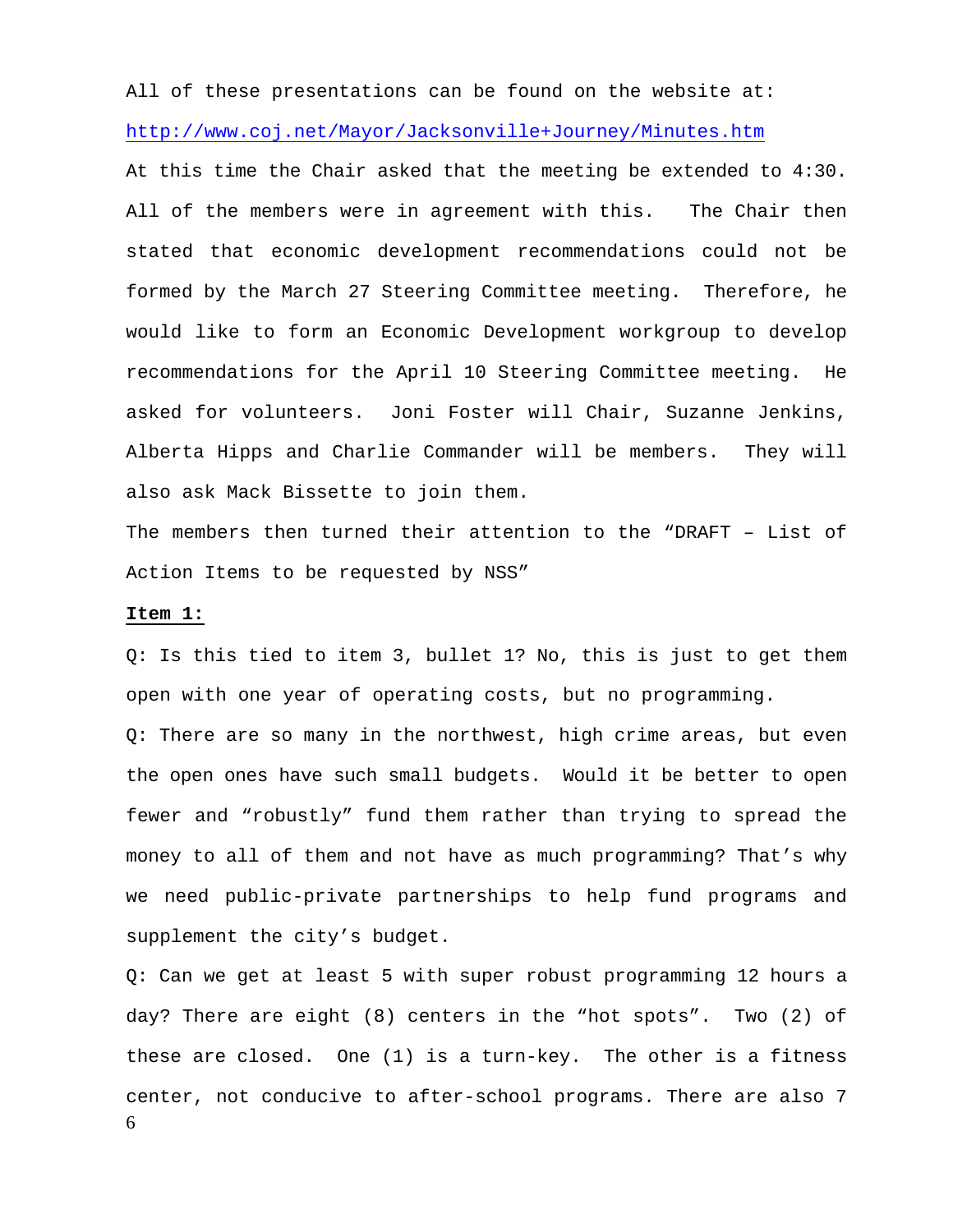All of these presentations can be found on the website at:
http://www.coj.net/Mayor/Jacksonville+Journey/Minutes.htm

At this time the Chair asked that the meeting be extended to 4:30. All of the members were in agreement with this. The Chair then stated that economic development recommendations could not be formed by the March 27 Steering Committee meeting. Therefore, he would like to form an Economic Development workgroup to develop recommendations for the April 10 Steering Committee meeting. He asked for volunteers. Joni Foster will Chair, Suzanne Jenkins, Alberta Hipps and Charlie Commander will be members. They will also ask Mack Bissette to join them.

The members then turned their attention to the "DRAFT – List of Action Items to be requested by NSS"

**Item 1:**

Q: Is this tied to item 3, bullet 1? No, this is just to get them open with one year of operating costs, but no programming.

Q: There are so many in the northwest, high crime areas, but even the open ones have such small budgets. Would it be better to open fewer and "robustly" fund them rather than trying to spread the money to all of them and not have as much programming? That's why we need public-private partnerships to help fund programs and supplement the city's budget.

Q: Can we get at least 5 with super robust programming 12 hours a day? There are eight (8) centers in the "hot spots". Two (2) of these are closed. One (1) is a turn-key. The other is a fitness center, not conducive to after-school programs. There are also 7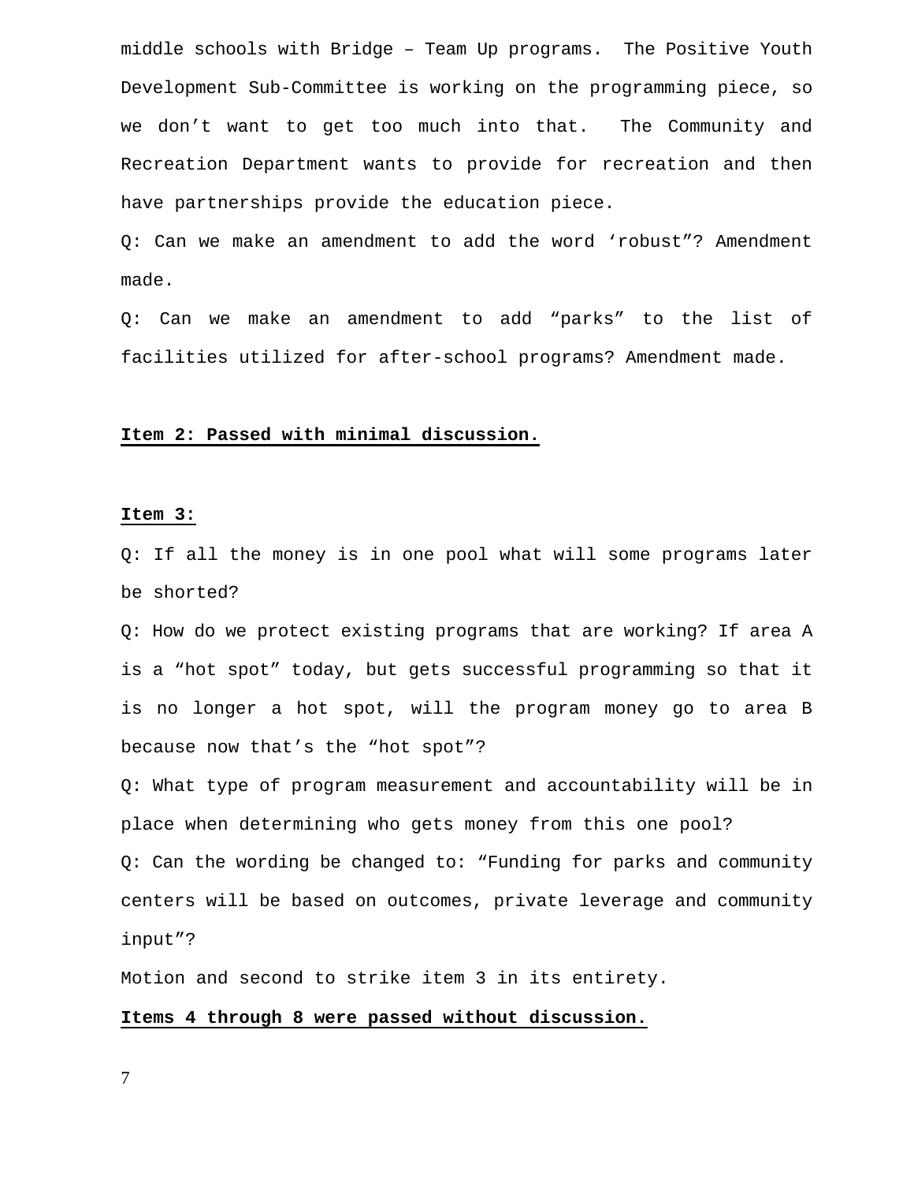middle schools with Bridge – Team Up programs. The Positive Youth Development Sub-Committee is working on the programming piece, so we don't want to get too much into that. The Community and Recreation Department wants to provide for recreation and then have partnerships provide the education piece.

Q: Can we make an amendment to add the word 'robust"? Amendment made.

Q: Can we make an amendment to add "parks" to the list of facilities utilized for after-school programs? Amendment made.

**<u>Item 2: Passed with minimal discussion.</u>**

**<u>Item 3:</u>**

Q: If all the money is in one pool what will some programs later be shorted?

Q: How do we protect existing programs that are working? If area A is a "hot spot" today, but gets successful programming so that it is no longer a hot spot, will the program money go to area B because now that's the "hot spot"?

Q: What type of program measurement and accountability will be in place when determining who gets money from this one pool?

Q: Can the wording be changed to: "Funding for parks and community centers will be based on outcomes, private leverage and community input"?

Motion and second to strike item 3 in its entirety.

**<u>Items 4 through 8 were passed without discussion.</u>**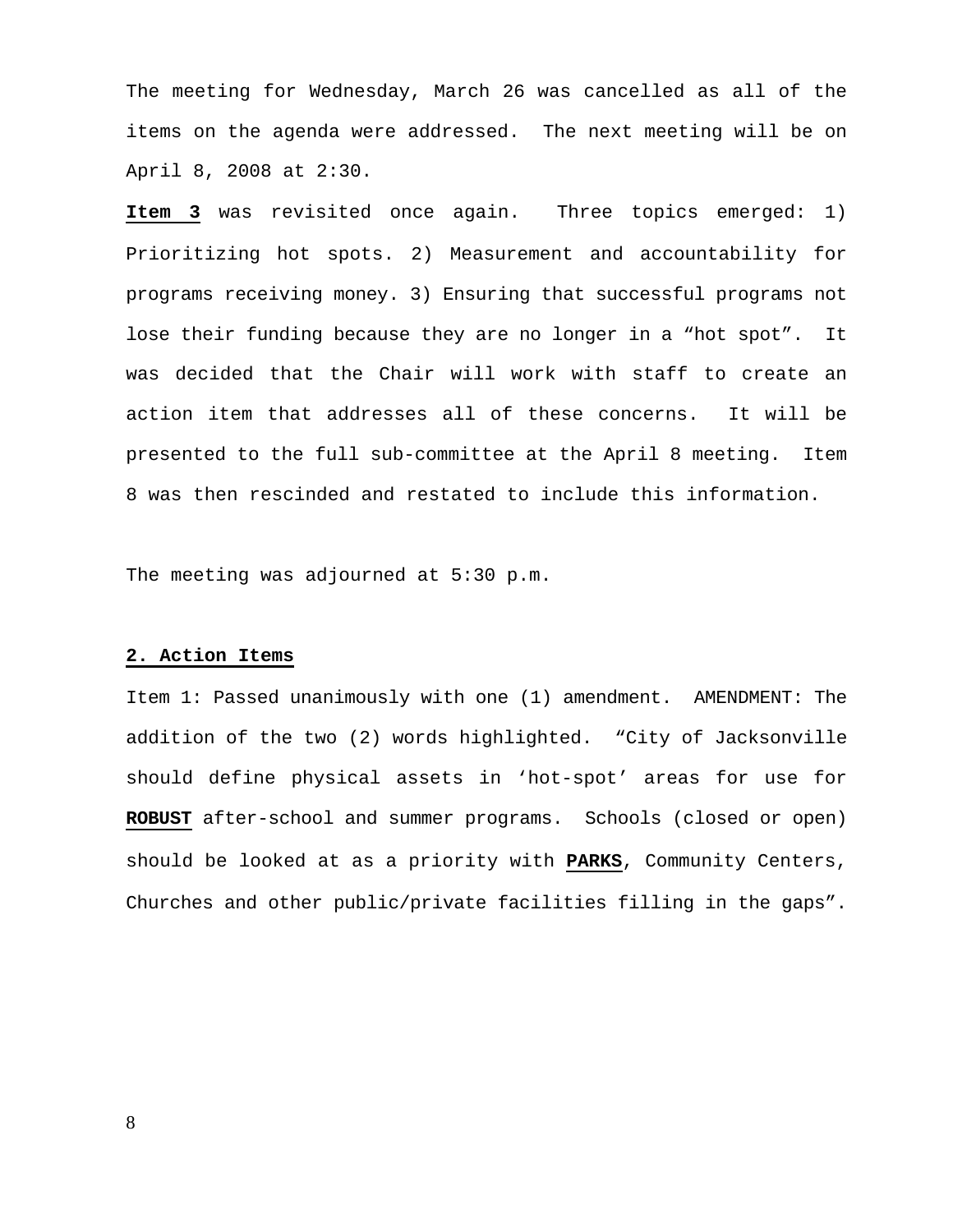The meeting for Wednesday, March 26 was cancelled as all of the items on the agenda were addressed. The next meeting will be on April 8, 2008 at 2:30.

**Item 3** was revisited once again. Three topics emerged: 1) Prioritizing hot spots. 2) Measurement and accountability for programs receiving money. 3) Ensuring that successful programs not lose their funding because they are no longer in a "hot spot". It was decided that the Chair will work with staff to create an action item that addresses all of these concerns. It will be presented to the full sub-committee at the April 8 meeting. Item 8 was then rescinded and restated to include this information.

The meeting was adjourned at 5:30 p.m.

**2. Action Items**

Item 1: Passed unanimously with one (1) amendment. AMENDMENT: The addition of the two (2) words highlighted. "City of Jacksonville should define physical assets in 'hot-spot' areas for use for **ROBUST** after-school and summer programs. Schools (closed or open) should be looked at as a priority with **PARKS**, Community Centers, Churches and other public/private facilities filling in the gaps".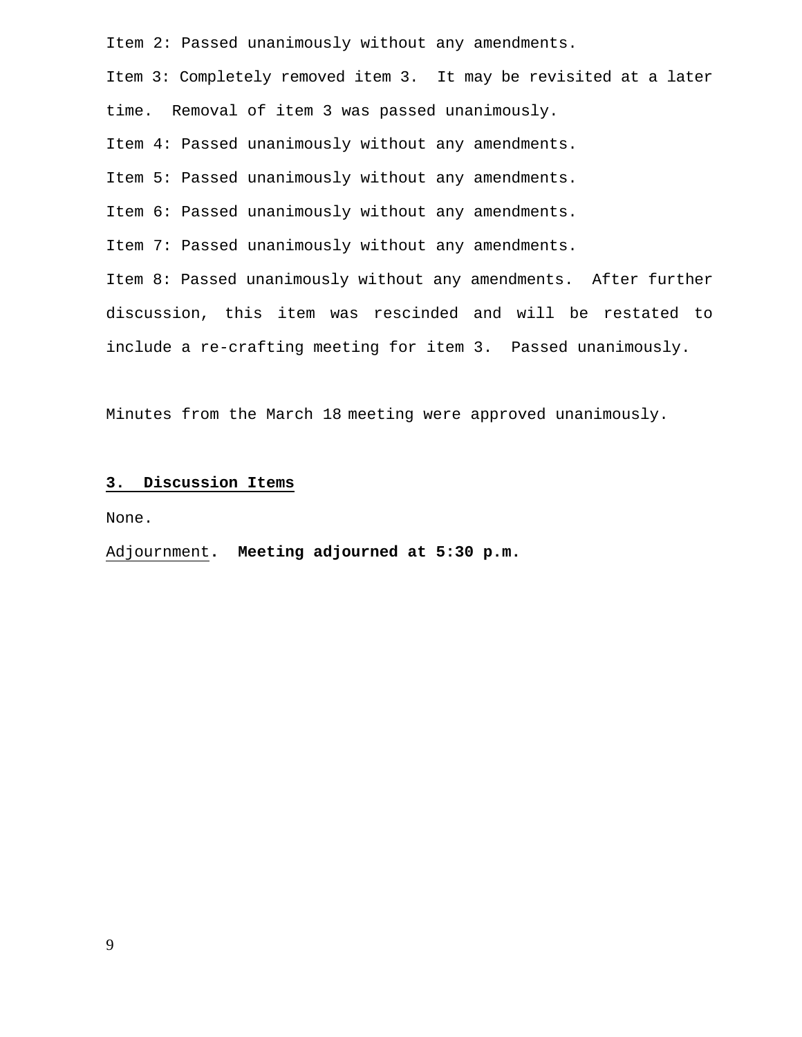Item 2: Passed unanimously without any amendments.

Item 3: Completely removed item 3. It may be revisited at a later time. Removal of item 3 was passed unanimously.

Item 4: Passed unanimously without any amendments.

Item 5: Passed unanimously without any amendments.

Item 6: Passed unanimously without any amendments.

Item 7: Passed unanimously without any amendments.

Item 8: Passed unanimously without any amendments. After further discussion, this item was rescinded and will be restated to include a re-crafting meeting for item 3. Passed unanimously.

Minutes from the March 18 meeting were approved unanimously.

**3. Discussion Items**

None.

Adjournment. **Meeting adjourned at 5:30 p.m.**